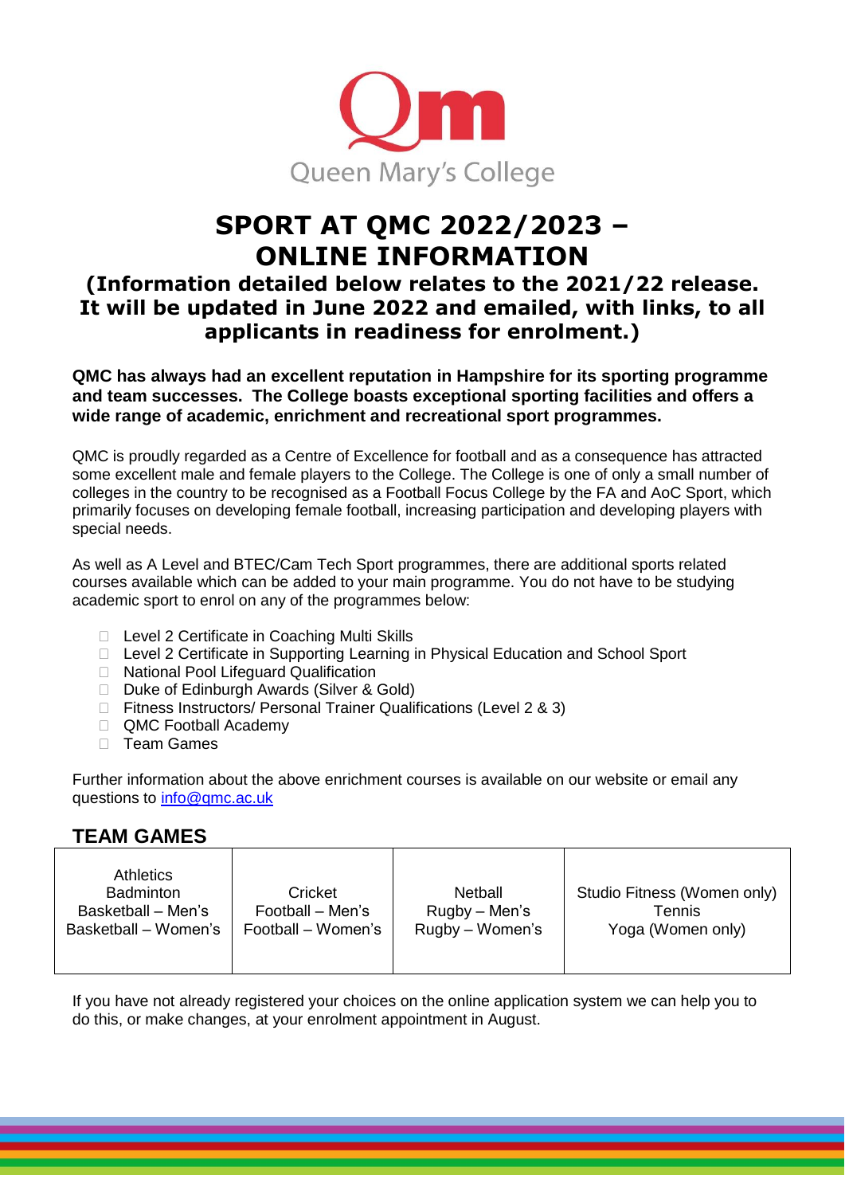Queen Mary's College

# SPORT AT QMC 2022/2023 – ONLINE INFORMATION

### (Information detailed below relates to the 2021/22 release. It will be updated in June 2022 and emailed, with links, to all applicants in readiness for enrolment.)

**QMC has always had an excellent reputation in Hampshire for its sporting programme and team successes. The College boasts exceptional sporting facilities and offers a wide range of academic, enrichment and recreational sport programmes.**

QMC is proudly regarded as a Centre of Excellence for football and as a consequence has attracted some excellent male and female players to the College. The College is one of only a small number of colleges in the country to be recognised as a Football Focus College by the FA and AoC Sport, which primarily focuses on developing female football, increasing participation and developing players with special needs.

As well as A Level and BTEC/Cam Tech Sport programmes, there are additional sports related courses available which can be added to your main programme. You do not have to be studying academic sport to enrol on any of the programmes below:

- Level 2 Certificate in Coaching Multi Skills
- Level 2 Certificate in Supporting Learning in Physical Education and School Sport
- National Pool Lifeguard Qualification
- Duke of Edinburgh Awards (Silver & Gold)
- Fitness Instructors/ Personal Trainer Qualifications (Level 2 & 3)
- QMC Football Academy
- Team Games

Further information about the above enrichment courses is available on our website or email any questions to info@qmc.ac.uk

## TEAM GAMES

| | | | |
|---|---|---|---|
| Athletics<br>Badminton<br>Basketball – Men's<br>Basketball – Women's | Cricket<br>Football – Men's<br>Football – Women's | Netball<br>Rugby – Men's<br>Rugby – Women's | Studio Fitness (Women only)<br>Tennis<br>Yoga (Women only) |

If you have not already registered your choices on the online application system we can help you to do this, or make changes, at your enrolment appointment in August.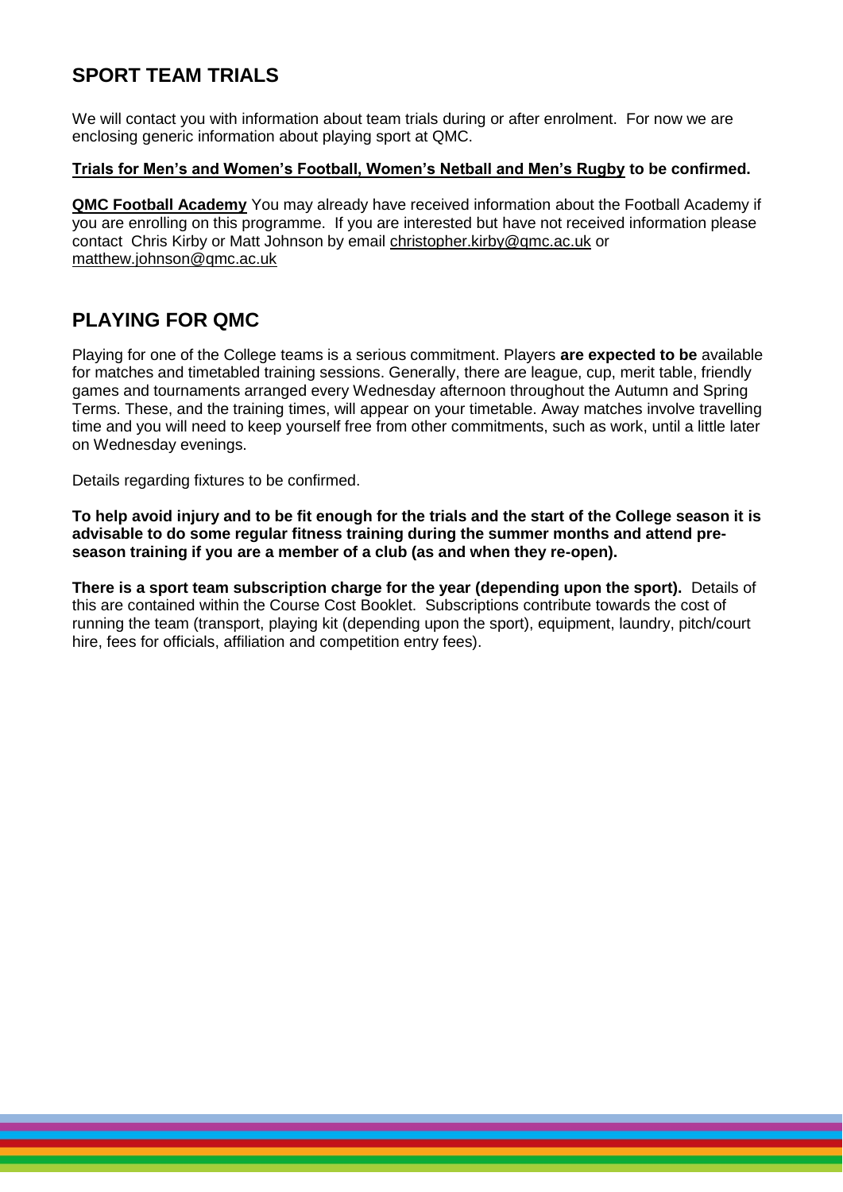## SPORT TEAM TRIALS

We will contact you with information about team trials during or after enrolment. For now we are enclosing generic information about playing sport at QMC.

**Trials for Men's and Women's Football, Women's Netball and Men's Rugby to be confirmed.**

**QMC Football Academy** You may already have received information about the Football Academy if you are enrolling on this programme. If you are interested but have not received information please contact Chris Kirby or Matt Johnson by email christopher.kirby@qmc.ac.uk or matthew.johnson@qmc.ac.uk

## PLAYING FOR QMC

Playing for one of the College teams is a serious commitment. Players **are expected to be** available for matches and timetabled training sessions. Generally, there are league, cup, merit table, friendly games and tournaments arranged every Wednesday afternoon throughout the Autumn and Spring Terms. These, and the training times, will appear on your timetable. Away matches involve travelling time and you will need to keep yourself free from other commitments, such as work, until a little later on Wednesday evenings.

Details regarding fixtures to be confirmed.

**To help avoid injury and to be fit enough for the trials and the start of the College season it is advisable to do some regular fitness training during the summer months and attend pre-season training if you are a member of a club (as and when they re-open).**

**There is a sport team subscription charge for the year (depending upon the sport).** Details of this are contained within the Course Cost Booklet. Subscriptions contribute towards the cost of running the team (transport, playing kit (depending upon the sport), equipment, laundry, pitch/court hire, fees for officials, affiliation and competition entry fees).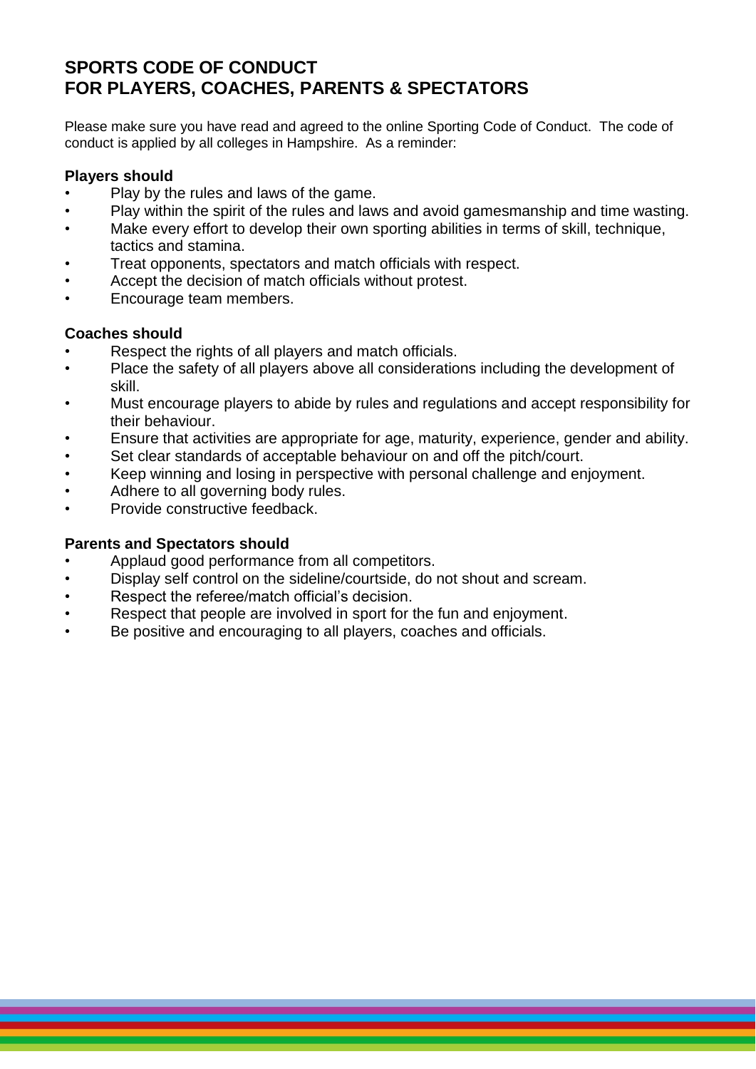# SPORTS CODE OF CONDUCT
# FOR PLAYERS, COACHES, PARENTS & SPECTATORS

Please make sure you have read and agreed to the online Sporting Code of Conduct. The code of conduct is applied by all colleges in Hampshire. As a reminder:

**Players should**

- Play by the rules and laws of the game.
- Play within the spirit of the rules and laws and avoid gamesmanship and time wasting.
- Make every effort to develop their own sporting abilities in terms of skill, technique, tactics and stamina.
- Treat opponents, spectators and match officials with respect.
- Accept the decision of match officials without protest.
- Encourage team members.

**Coaches should**

- Respect the rights of all players and match officials.
- Place the safety of all players above all considerations including the development of skill.
- Must encourage players to abide by rules and regulations and accept responsibility for their behaviour.
- Ensure that activities are appropriate for age, maturity, experience, gender and ability.
- Set clear standards of acceptable behaviour on and off the pitch/court.
- Keep winning and losing in perspective with personal challenge and enjoyment.
- Adhere to all governing body rules.
- Provide constructive feedback.

**Parents and Spectators should**

- Applaud good performance from all competitors.
- Display self control on the sideline/courtside, do not shout and scream.
- Respect the referee/match official's decision.
- Respect that people are involved in sport for the fun and enjoyment.
- Be positive and encouraging to all players, coaches and officials.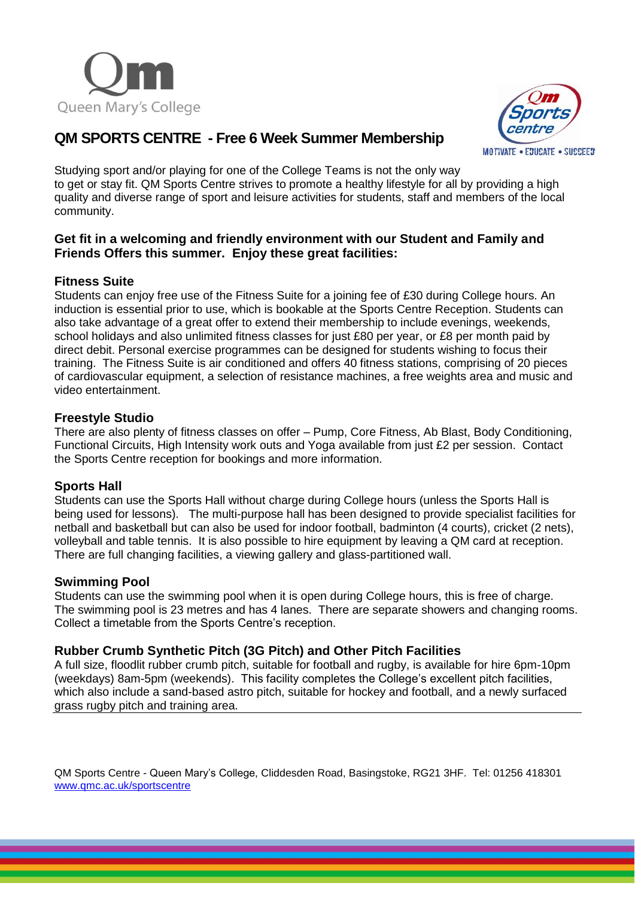Queen Mary's College

# QM SPORTS CENTRE - Free 6 Week Summer Membership

Qm Sports centre
MOTIVATE • EDUCATE • SUCCEED

Studying sport and/or playing for one of the College Teams is not the only way to get or stay fit. QM Sports Centre strives to promote a healthy lifestyle for all by providing a high quality and diverse range of sport and leisure activities for students, staff and members of the local community.

**Get fit in a welcoming and friendly environment with our Student and Family and Friends Offers this summer. Enjoy these great facilities:**

## Fitness Suite

Students can enjoy free use of the Fitness Suite for a joining fee of £30 during College hours. An induction is essential prior to use, which is bookable at the Sports Centre Reception. Students can also take advantage of a great offer to extend their membership to include evenings, weekends, school holidays and also unlimited fitness classes for just £80 per year, or £8 per month paid by direct debit. Personal exercise programmes can be designed for students wishing to focus their training. The Fitness Suite is air conditioned and offers 40 fitness stations, comprising of 20 pieces of cardiovascular equipment, a selection of resistance machines, a free weights area and music and video entertainment.

## Freestyle Studio

There are also plenty of fitness classes on offer – Pump, Core Fitness, Ab Blast, Body Conditioning, Functional Circuits, High Intensity work outs and Yoga available from just £2 per session. Contact the Sports Centre reception for bookings and more information.

## Sports Hall

Students can use the Sports Hall without charge during College hours (unless the Sports Hall is being used for lessons). The multi-purpose hall has been designed to provide specialist facilities for netball and basketball but can also be used for indoor football, badminton (4 courts), cricket (2 nets), volleyball and table tennis. It is also possible to hire equipment by leaving a QM card at reception. There are full changing facilities, a viewing gallery and glass-partitioned wall.

## Swimming Pool

Students can use the swimming pool when it is open during College hours, this is free of charge. The swimming pool is 23 metres and has 4 lanes. There are separate showers and changing rooms. Collect a timetable from the Sports Centre's reception.

## Rubber Crumb Synthetic Pitch (3G Pitch) and Other Pitch Facilities

A full size, floodlit rubber crumb pitch, suitable for football and rugby, is available for hire 6pm-10pm (weekdays) 8am-5pm (weekends). This facility completes the College's excellent pitch facilities, which also include a sand-based astro pitch, suitable for hockey and football, and a newly surfaced grass rugby pitch and training area.

QM Sports Centre - Queen Mary's College, Cliddesden Road, Basingstoke, RG21 3HF. Tel: 01256 418301
www.qmc.ac.uk/sportscentre